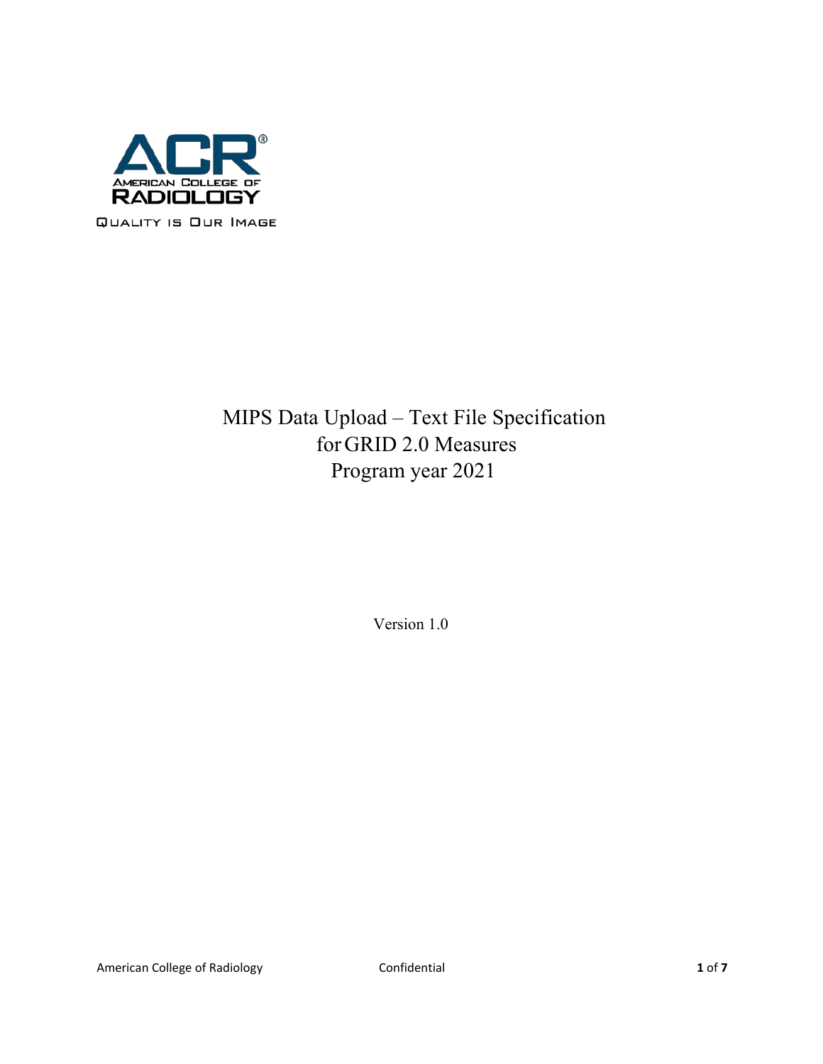ACR®

AMERICAN COLLEGE OF RADIOLOGY

QUALITY IS OUR IMAGE

# MIPS Data Upload – Text File Specification for GRID 2.0 Measures Program year 2021

Version 1.0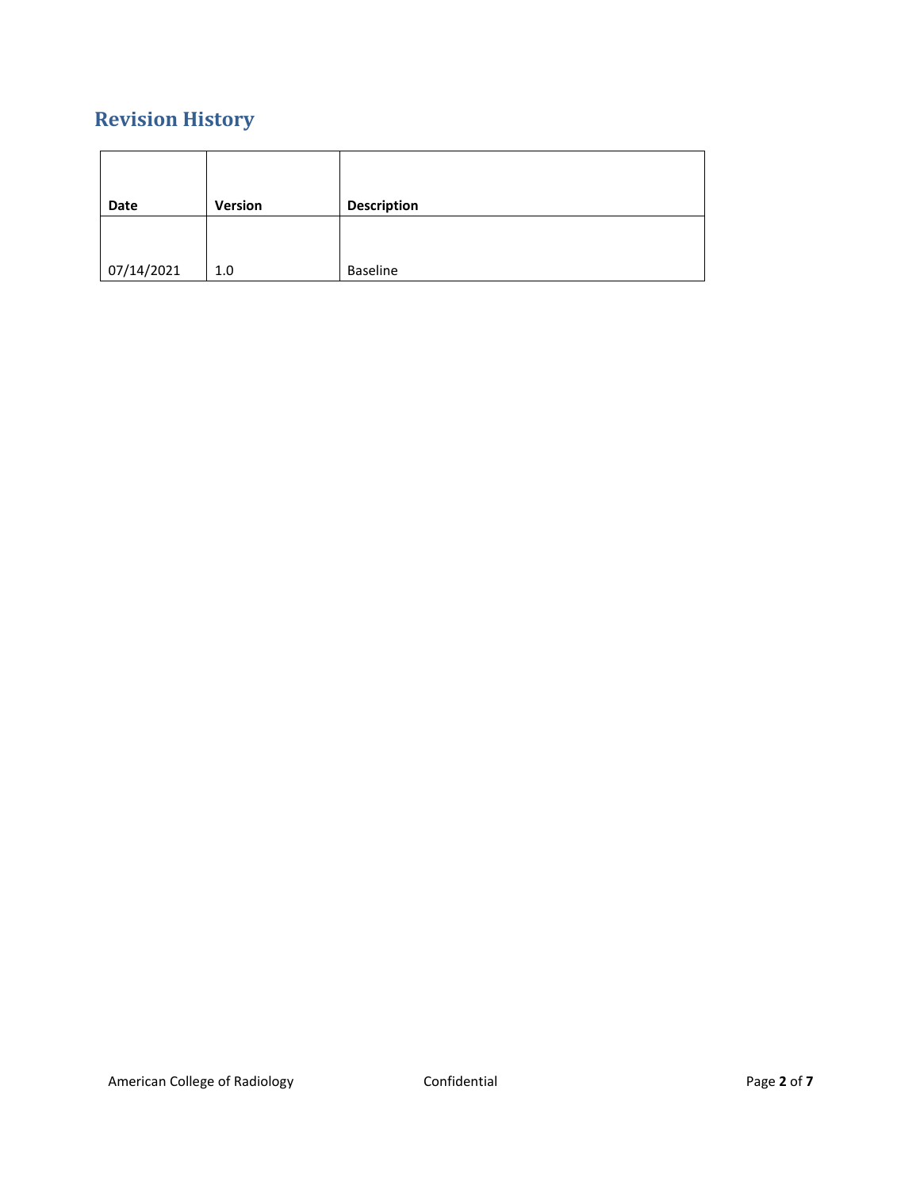# Revision History

| Date | Version | Description |
|---|---|---|
| 07/14/2021 | 1.0 | Baseline |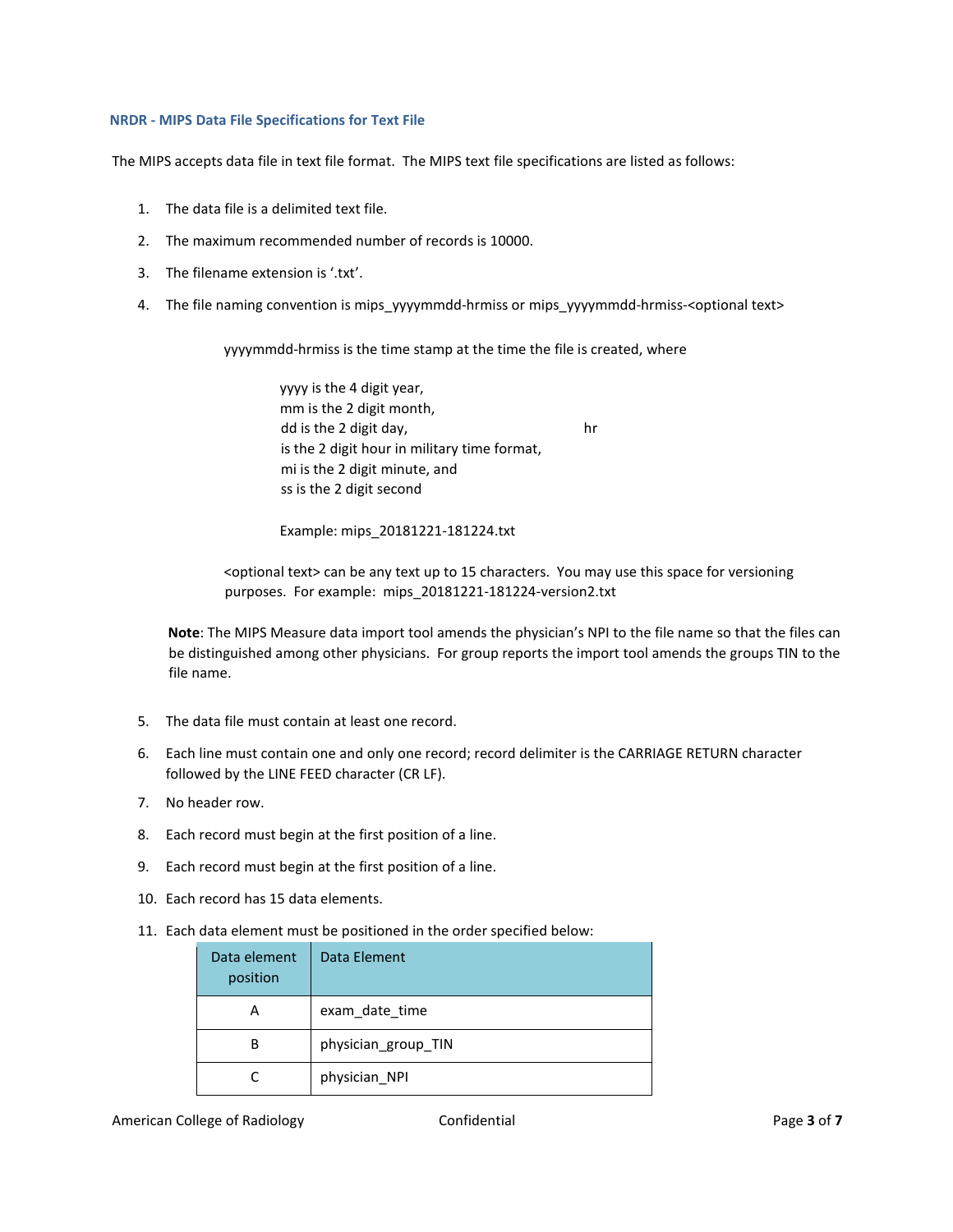### NRDR - MIPS Data File Specifications for Text File

The MIPS accepts data file in text file format. The MIPS text file specifications are listed as follows:

1. The data file is a delimited text file.
2. The maximum recommended number of records is 10000.
3. The filename extension is '.txt'.
4. The file naming convention is mips_yyyymmdd-hrmiss or mips_yyyymmdd-hrmiss-<optional text>

   yyyymmdd-hrmiss is the time stamp at the time the file is created, where

   yyyy is the 4 digit year,
   mm is the 2 digit month,
   dd is the 2 digit day, hr
   is the 2 digit hour in military time format,
   mi is the 2 digit minute, and
   ss is the 2 digit second

   Example: mips_20181221-181224.txt

   <optional text> can be any text up to 15 characters. You may use this space for versioning purposes. For example: mips_20181221-181224-version2.txt

   **Note**: The MIPS Measure data import tool amends the physician's NPI to the file name so that the files can be distinguished among other physicians. For group reports the import tool amends the groups TIN to the file name.

5. The data file must contain at least one record.
6. Each line must contain one and only one record; record delimiter is the CARRIAGE RETURN character followed by the LINE FEED character (CR LF).
7. No header row.
8. Each record must begin at the first position of a line.
9. Each record must begin at the first position of a line.
10. Each record has 15 data elements.
11. Each data element must be positioned in the order specified below:

| Data element position | Data Element |
|---|---|
| A | exam_date_time |
| B | physician_group_TIN |
| C | physician_NPI |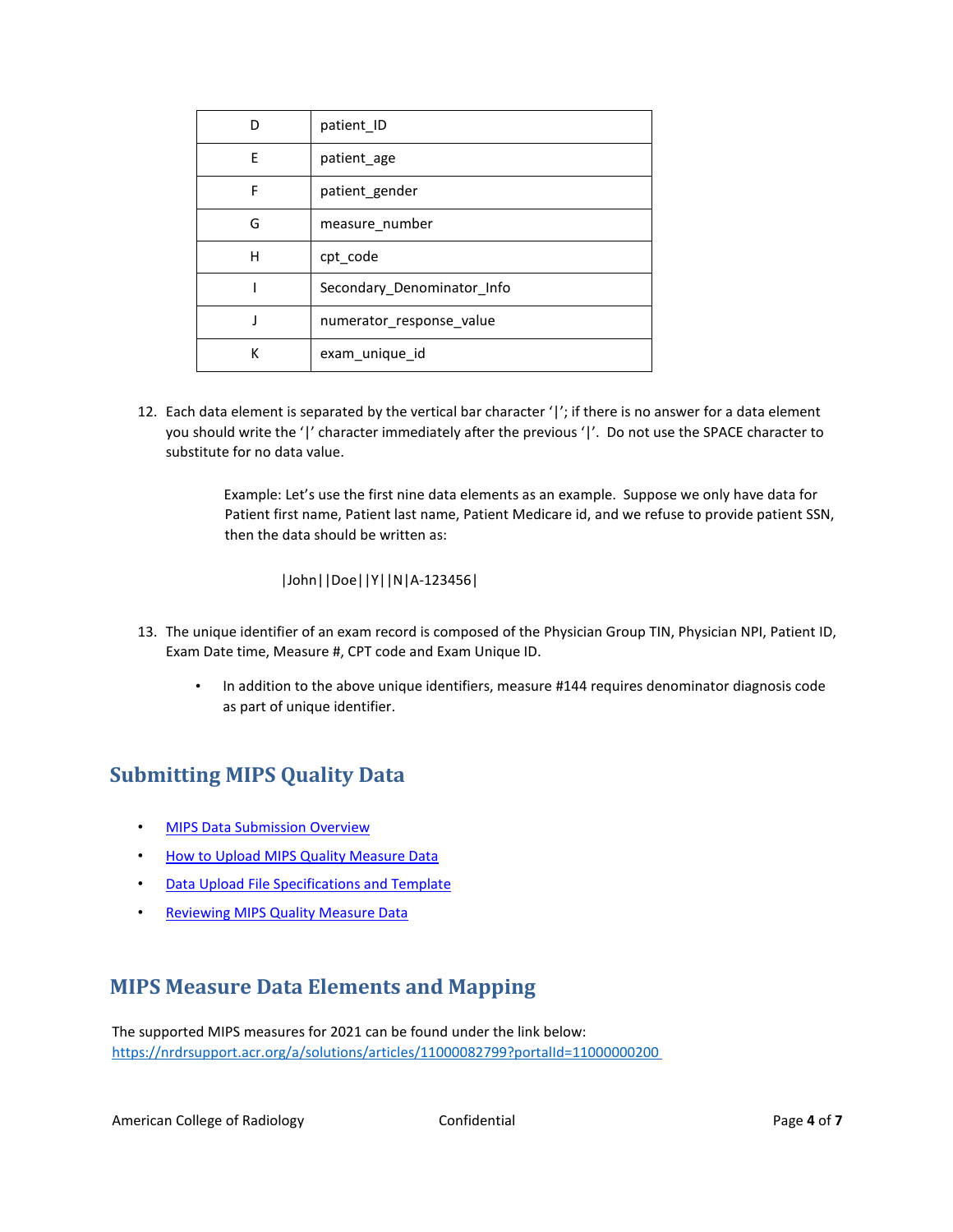| D | patient_ID |
|---|---|
| E | patient_age |
| F | patient_gender |
| G | measure_number |
| H | cpt_code |
| I | Secondary_Denominator_Info |
| J | numerator_response_value |
| K | exam_unique_id |

12. Each data element is separated by the vertical bar character '|'; if there is no answer for a data element you should write the '|' character immediately after the previous '|'. Do not use the SPACE character to substitute for no data value.

    Example: Let's use the first nine data elements as an example. Suppose we only have data for Patient first name, Patient last name, Patient Medicare id, and we refuse to provide patient SSN, then the data should be written as:

    |John||Doe||Y||N|A-123456|

13. The unique identifier of an exam record is composed of the Physician Group TIN, Physician NPI, Patient ID, Exam Date time, Measure #, CPT code and Exam Unique ID.

    - In addition to the above unique identifiers, measure #144 requires denominator diagnosis code as part of unique identifier.

## Submitting MIPS Quality Data

- MIPS Data Submission Overview
- How to Upload MIPS Quality Measure Data
- Data Upload File Specifications and Template
- Reviewing MIPS Quality Measure Data

## MIPS Measure Data Elements and Mapping

The supported MIPS measures for 2021 can be found under the link below:
https://nrdrsupport.acr.org/a/solutions/articles/11000082799?portalId=11000000200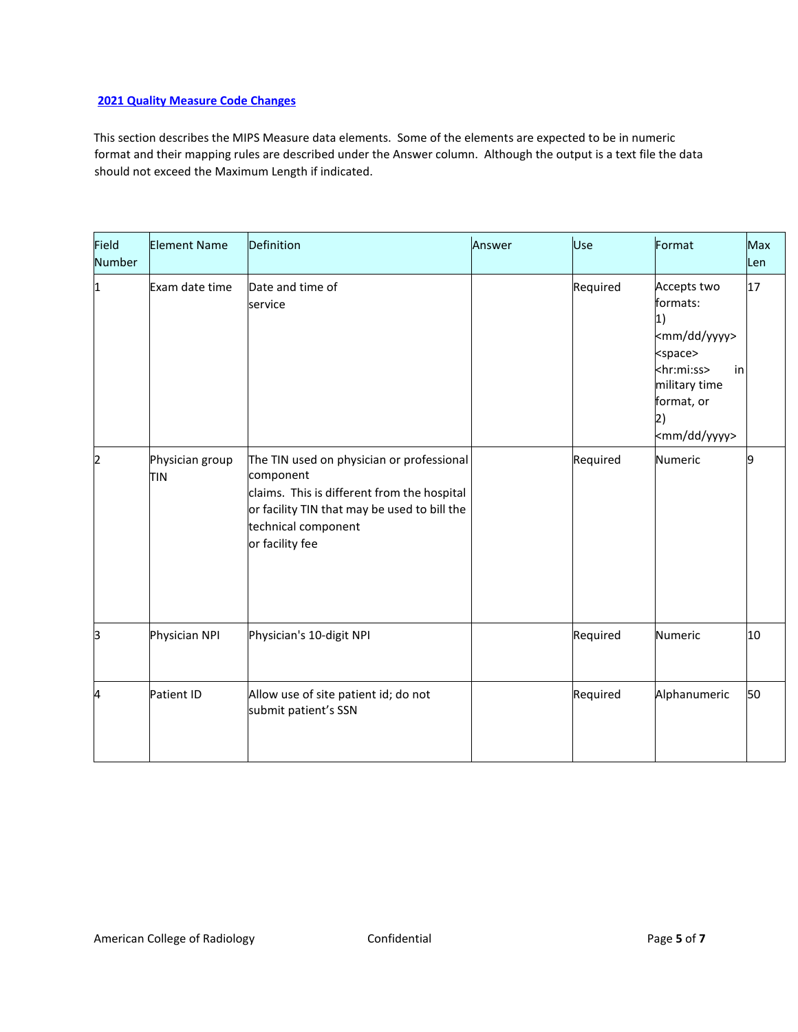[2021 Quality Measure Code Changes](#)

This section describes the MIPS Measure data elements. Some of the elements are expected to be in numeric format and their mapping rules are described under the Answer column. Although the output is a text file the data should not exceed the Maximum Length if indicated.

| Field Number | Element Name | Definition | Answer | Use | Format | Max Len |
|---|---|---|---|---|---|---|
| 1 | Exam date time | Date and time of service | | Required | Accepts two formats: 1) <mm/dd/yyyy> <space> <hr:mi:ss> in military time format, or 2) <mm/dd/yyyy> | 17 |
| 2 | Physician group TIN | The TIN used on physician or professional component claims. This is different from the hospital or facility TIN that may be used to bill the technical component or facility fee | | Required | Numeric | 9 |
| 3 | Physician NPI | Physician's 10-digit NPI | | Required | Numeric | 10 |
| 4 | Patient ID | Allow use of site patient id; do not submit patient's SSN | | Required | Alphanumeric | 50 |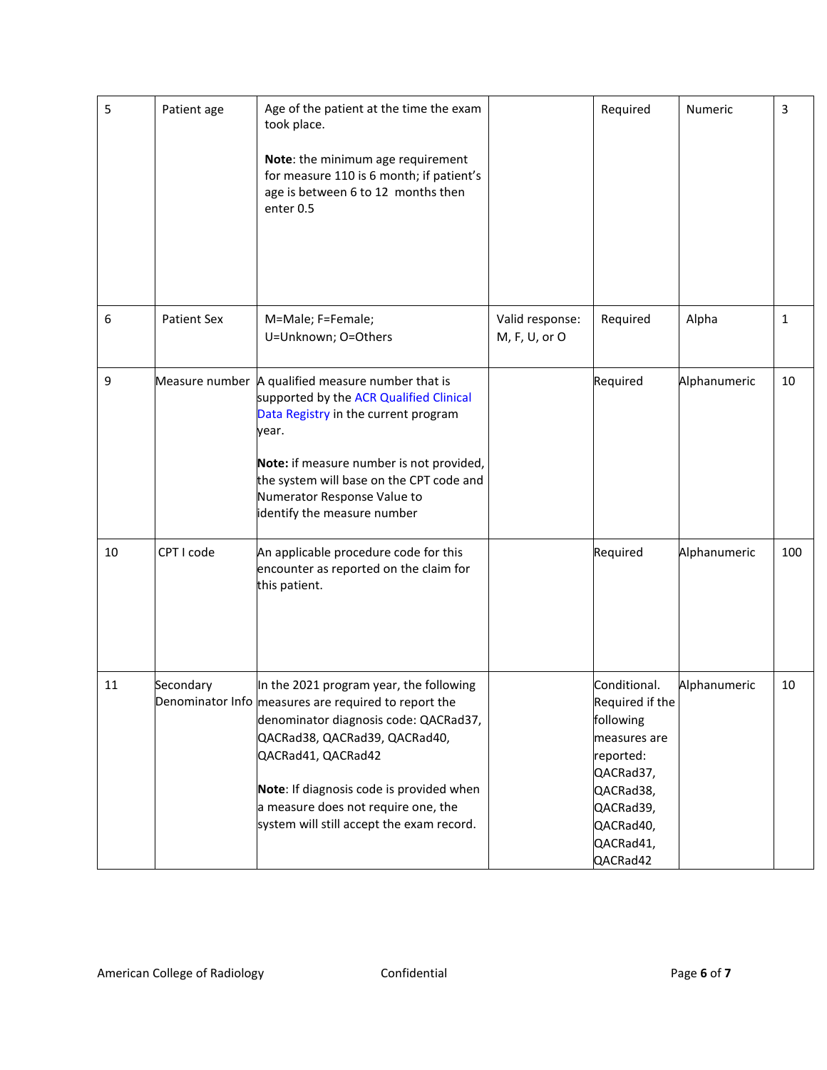| | | | | | | |
|---|---|---|---|---|---|---|
| 5 | Patient age | Age of the patient at the time the exam took place.<br><br>**Note**: the minimum age requirement for measure 110 is 6 month; if patient's age is between 6 to 12 months then enter 0.5 | | Required | Numeric | 3 |
| 6 | Patient Sex | M=Male; F=Female;<br>U=Unknown; O=Others | Valid response: M, F, U, or O | Required | Alpha | 1 |
| 9 | Measure number | A qualified measure number that is supported by the ACR Qualified Clinical Data Registry in the current program year.<br><br>**Note:** if measure number is not provided, the system will base on the CPT code and Numerator Response Value to identify the measure number | | Required | Alphanumeric | 10 |
| 10 | CPT I code | An applicable procedure code for this encounter as reported on the claim for this patient. | | Required | Alphanumeric | 100 |
| 11 | Secondary Denominator Info | In the 2021 program year, the following measures are required to report the denominator diagnosis code: QACRad37, QACRad38, QACRad39, QACRad40, QACRad41, QACRad42<br><br>**Note**: If diagnosis code is provided when a measure does not require one, the system will still accept the exam record. | | Conditional. Required if the following measures are reported: QACRad37, QACRad38, QACRad39, QACRad40, QACRad41, QACRad42 | Alphanumeric | 10 |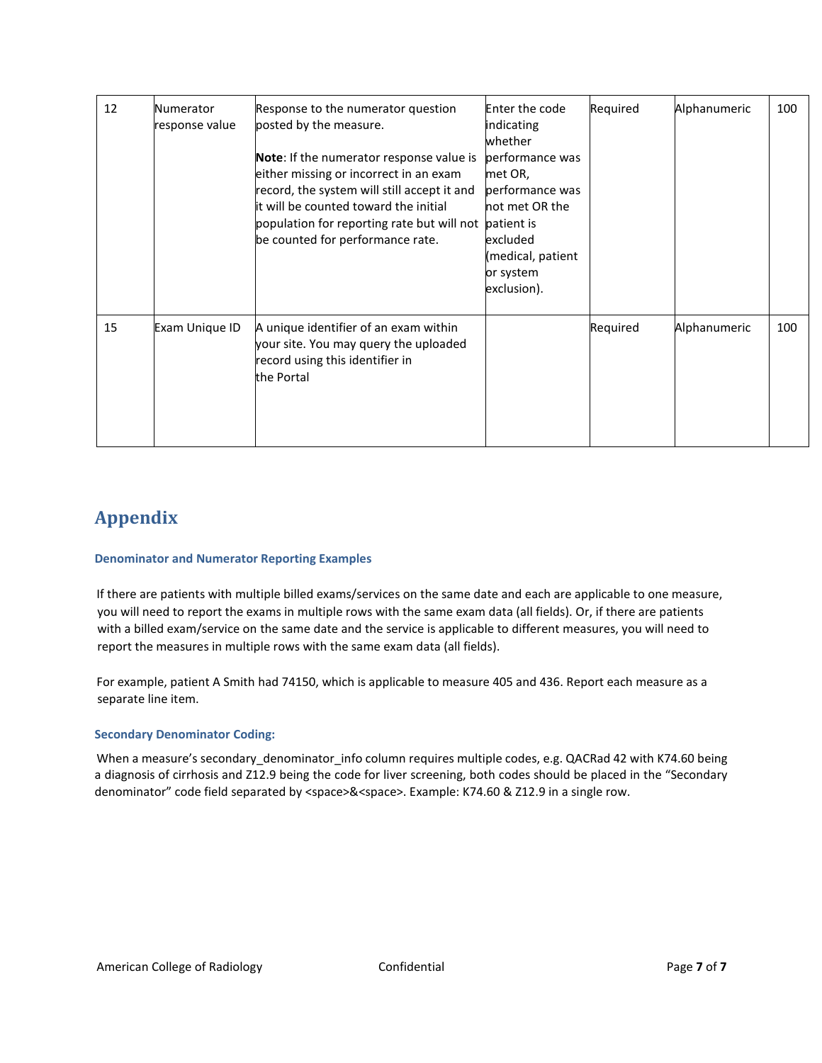| | | | | | | |
|---|---|---|---|---|---|---|
| 12 | Numerator response value | Response to the numerator question posted by the measure.<br><br>**Note**: If the numerator response value is either missing or incorrect in an exam record, the system will still accept it and it will be counted toward the initial population for reporting rate but will not be counted for performance rate. | Enter the code indicating whether performance was met OR, performance was not met OR the patient is excluded (medical, patient or system exclusion). | Required | Alphanumeric | 100 |
| 15 | Exam Unique ID | A unique identifier of an exam within your site. You may query the uploaded record using this identifier in the Portal | | Required | Alphanumeric | 100 |

# Appendix

### Denominator and Numerator Reporting Examples

If there are patients with multiple billed exams/services on the same date and each are applicable to one measure, you will need to report the exams in multiple rows with the same exam data (all fields). Or, if there are patients with a billed exam/service on the same date and the service is applicable to different measures, you will need to report the measures in multiple rows with the same exam data (all fields).

For example, patient A Smith had 74150, which is applicable to measure 405 and 436. Report each measure as a separate line item.

### Secondary Denominator Coding:

When a measure's secondary_denominator_info column requires multiple codes, e.g. QACRad 42 with K74.60 being a diagnosis of cirrhosis and Z12.9 being the code for liver screening, both codes should be placed in the "Secondary denominator" code field separated by <space>&<space>. Example: K74.60 & Z12.9 in a single row.